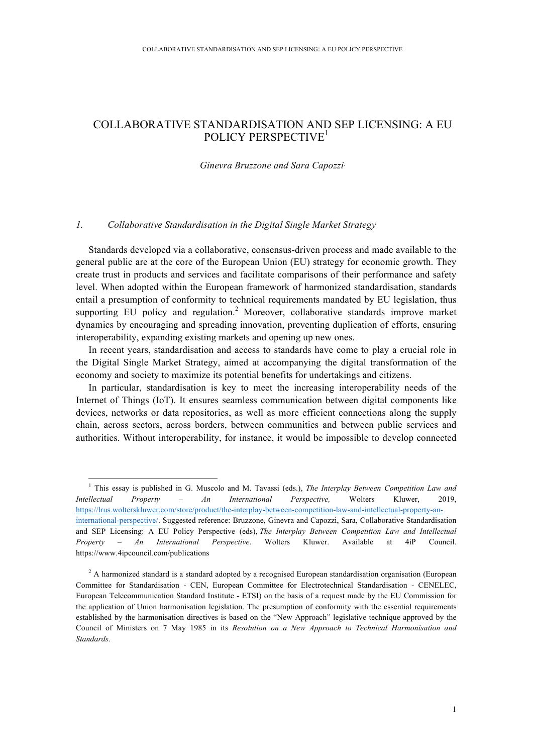# COLLABORATIVE STANDARDISATION AND SEP LICENSING: A EU POLICY PERSPECTIVE[1]

*Ginevra Bruzzone and Sara Capozzi*

## *1. Collaborative Standardisation in the Digital Single Market Strategy*

Standards developed via a collaborative, consensus-driven process and made available to the general public are at the core of the European Union (EU) strategy for economic growth. They create trust in products and services and facilitate comparisons of their performance and safety level. When adopted within the European framework of harmonized standardisation, standards entail a presumption of conformity to technical requirements mandated by EU legislation, thus supporting EU policy and regulation.[2] Moreover, collaborative standards improve market dynamics by encouraging and spreading innovation, preventing duplication of efforts, ensuring interoperability, expanding existing markets and opening up new ones.

In recent years, standardisation and access to standards have come to play a crucial role in the Digital Single Market Strategy, aimed at accompanying the digital transformation of the economy and society to maximize its potential benefits for undertakings and citizens.

In particular, standardisation is key to meet the increasing interoperability needs of the Internet of Things (IoT). It ensures seamless communication between digital components like devices, networks or data repositories, as well as more efficient connections along the supply chain, across sectors, across borders, between communities and between public services and authorities. Without interoperability, for instance, it would be impossible to develop connected

---

[1] This essay is published in G. Muscolo and M. Tavassi (eds.), *The Interplay Between Competition Law and Intellectual Property – An International Perspective,* Wolters Kluwer, 2019, https://lrus.wolterskluwer.com/store/product/the-interplay-between-competition-law-and-intellectual-property-an-international-perspective/. Suggested reference: Bruzzone, Ginevra and Capozzi, Sara, Collaborative Standardisation and SEP Licensing: A EU Policy Perspective (eds), *The Interplay Between Competition Law and Intellectual Property – An International Perspective*. Wolters Kluwer. Available at 4iP Council. https://www.4ipcouncil.com/publications

[2] A harmonized standard is a standard adopted by a recognised European standardisation organisation (European Committee for Standardisation - CEN, European Committee for Electrotechnical Standardisation - CENELEC, European Telecommunication Standard Institute - ETSI) on the basis of a request made by the EU Commission for the application of Union harmonisation legislation. The presumption of conformity with the essential requirements established by the harmonisation directives is based on the "New Approach" legislative technique approved by the Council of Ministers on 7 May 1985 in its *Resolution on a New Approach to Technical Harmonisation and Standards*.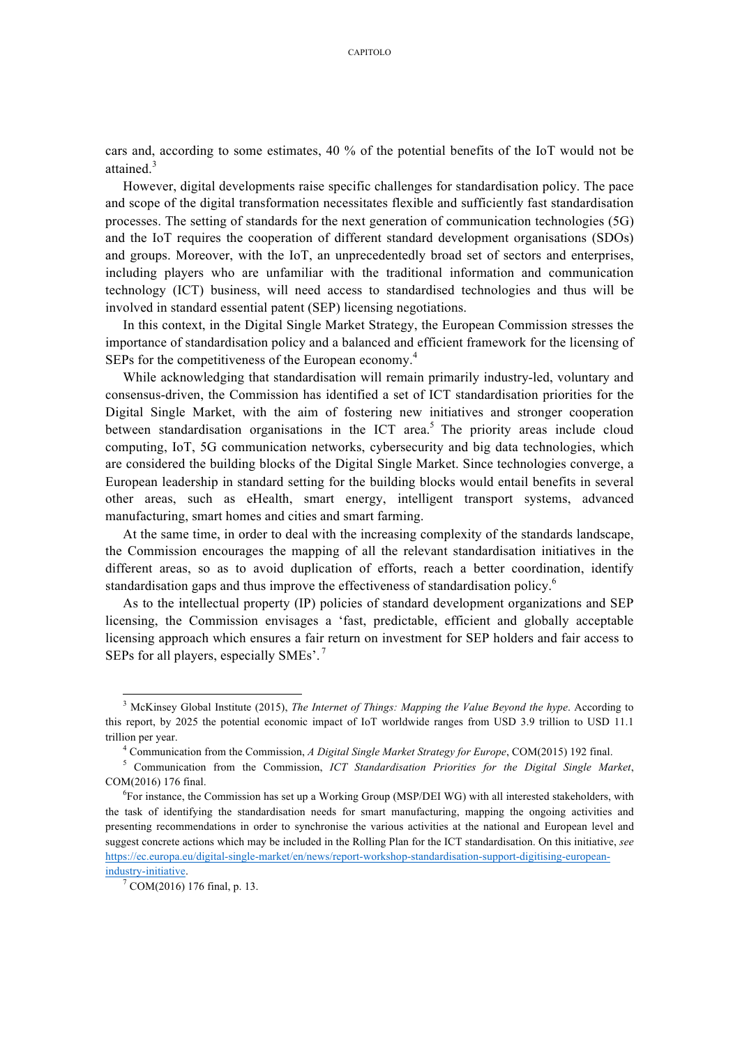cars and, according to some estimates, 40 % of the potential benefits of the IoT would not be attained.[3]

However, digital developments raise specific challenges for standardisation policy. The pace and scope of the digital transformation necessitates flexible and sufficiently fast standardisation processes. The setting of standards for the next generation of communication technologies (5G) and the IoT requires the cooperation of different standard development organisations (SDOs) and groups. Moreover, with the IoT, an unprecedentedly broad set of sectors and enterprises, including players who are unfamiliar with the traditional information and communication technology (ICT) business, will need access to standardised technologies and thus will be involved in standard essential patent (SEP) licensing negotiations.

In this context, in the Digital Single Market Strategy, the European Commission stresses the importance of standardisation policy and a balanced and efficient framework for the licensing of SEPs for the competitiveness of the European economy.[4]

While acknowledging that standardisation will remain primarily industry-led, voluntary and consensus-driven, the Commission has identified a set of ICT standardisation priorities for the Digital Single Market, with the aim of fostering new initiatives and stronger cooperation between standardisation organisations in the ICT area.[5] The priority areas include cloud computing, IoT, 5G communication networks, cybersecurity and big data technologies, which are considered the building blocks of the Digital Single Market. Since technologies converge, a European leadership in standard setting for the building blocks would entail benefits in several other areas, such as eHealth, smart energy, intelligent transport systems, advanced manufacturing, smart homes and cities and smart farming.

At the same time, in order to deal with the increasing complexity of the standards landscape, the Commission encourages the mapping of all the relevant standardisation initiatives in the different areas, so as to avoid duplication of efforts, reach a better coordination, identify standardisation gaps and thus improve the effectiveness of standardisation policy.[6]

As to the intellectual property (IP) policies of standard development organizations and SEP licensing, the Commission envisages a 'fast, predictable, efficient and globally acceptable licensing approach which ensures a fair return on investment for SEP holders and fair access to SEPs for all players, especially SMEs'.[7]

---

[3] McKinsey Global Institute (2015), *The Internet of Things: Mapping the Value Beyond the hype*. According to this report, by 2025 the potential economic impact of IoT worldwide ranges from USD 3.9 trillion to USD 11.1 trillion per year.

[4] Communication from the Commission, *A Digital Single Market Strategy for Europe*, COM(2015) 192 final.

[5] Communication from the Commission, *ICT Standardisation Priorities for the Digital Single Market*, COM(2016) 176 final.

[6] For instance, the Commission has set up a Working Group (MSP/DEI WG) with all interested stakeholders, with the task of identifying the standardisation needs for smart manufacturing, mapping the ongoing activities and presenting recommendations in order to synchronise the various activities at the national and European level and suggest concrete actions which may be included in the Rolling Plan for the ICT standardisation. On this initiative, *see* https://ec.europa.eu/digital-single-market/en/news/report-workshop-standardisation-support-digitising-european-industry-initiative.

[7] COM(2016) 176 final, p. 13.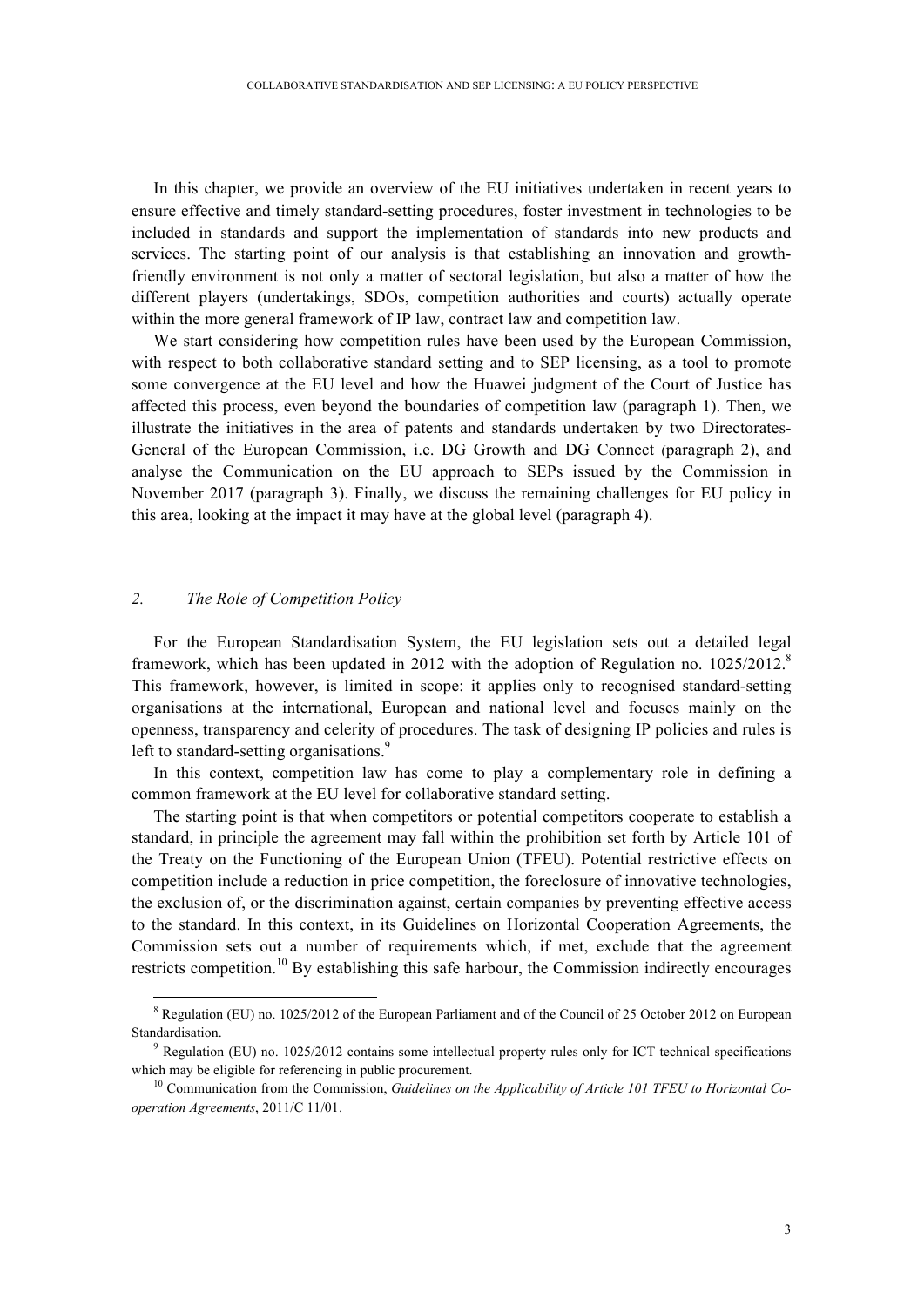In this chapter, we provide an overview of the EU initiatives undertaken in recent years to ensure effective and timely standard-setting procedures, foster investment in technologies to be included in standards and support the implementation of standards into new products and services. The starting point of our analysis is that establishing an innovation and growth-friendly environment is not only a matter of sectoral legislation, but also a matter of how the different players (undertakings, SDOs, competition authorities and courts) actually operate within the more general framework of IP law, contract law and competition law.

We start considering how competition rules have been used by the European Commission, with respect to both collaborative standard setting and to SEP licensing, as a tool to promote some convergence at the EU level and how the Huawei judgment of the Court of Justice has affected this process, even beyond the boundaries of competition law (paragraph 1). Then, we illustrate the initiatives in the area of patents and standards undertaken by two Directorates-General of the European Commission, i.e. DG Growth and DG Connect (paragraph 2), and analyse the Communication on the EU approach to SEPs issued by the Commission in November 2017 (paragraph 3). Finally, we discuss the remaining challenges for EU policy in this area, looking at the impact it may have at the global level (paragraph 4).

## *2. The Role of Competition Policy*

For the European Standardisation System, the EU legislation sets out a detailed legal framework, which has been updated in 2012 with the adoption of Regulation no. 1025/2012.[8] This framework, however, is limited in scope: it applies only to recognised standard-setting organisations at the international, European and national level and focuses mainly on the openness, transparency and celerity of procedures. The task of designing IP policies and rules is left to standard-setting organisations.[9]

In this context, competition law has come to play a complementary role in defining a common framework at the EU level for collaborative standard setting.

The starting point is that when competitors or potential competitors cooperate to establish a standard, in principle the agreement may fall within the prohibition set forth by Article 101 of the Treaty on the Functioning of the European Union (TFEU). Potential restrictive effects on competition include a reduction in price competition, the foreclosure of innovative technologies, the exclusion of, or the discrimination against, certain companies by preventing effective access to the standard. In this context, in its Guidelines on Horizontal Cooperation Agreements, the Commission sets out a number of requirements which, if met, exclude that the agreement restricts competition.[10] By establishing this safe harbour, the Commission indirectly encourages

---

[8] Regulation (EU) no. 1025/2012 of the European Parliament and of the Council of 25 October 2012 on European Standardisation.

[9] Regulation (EU) no. 1025/2012 contains some intellectual property rules only for ICT technical specifications which may be eligible for referencing in public procurement.

[10] Communication from the Commission, *Guidelines on the Applicability of Article 101 TFEU to Horizontal Co-operation Agreements*, 2011/C 11/01.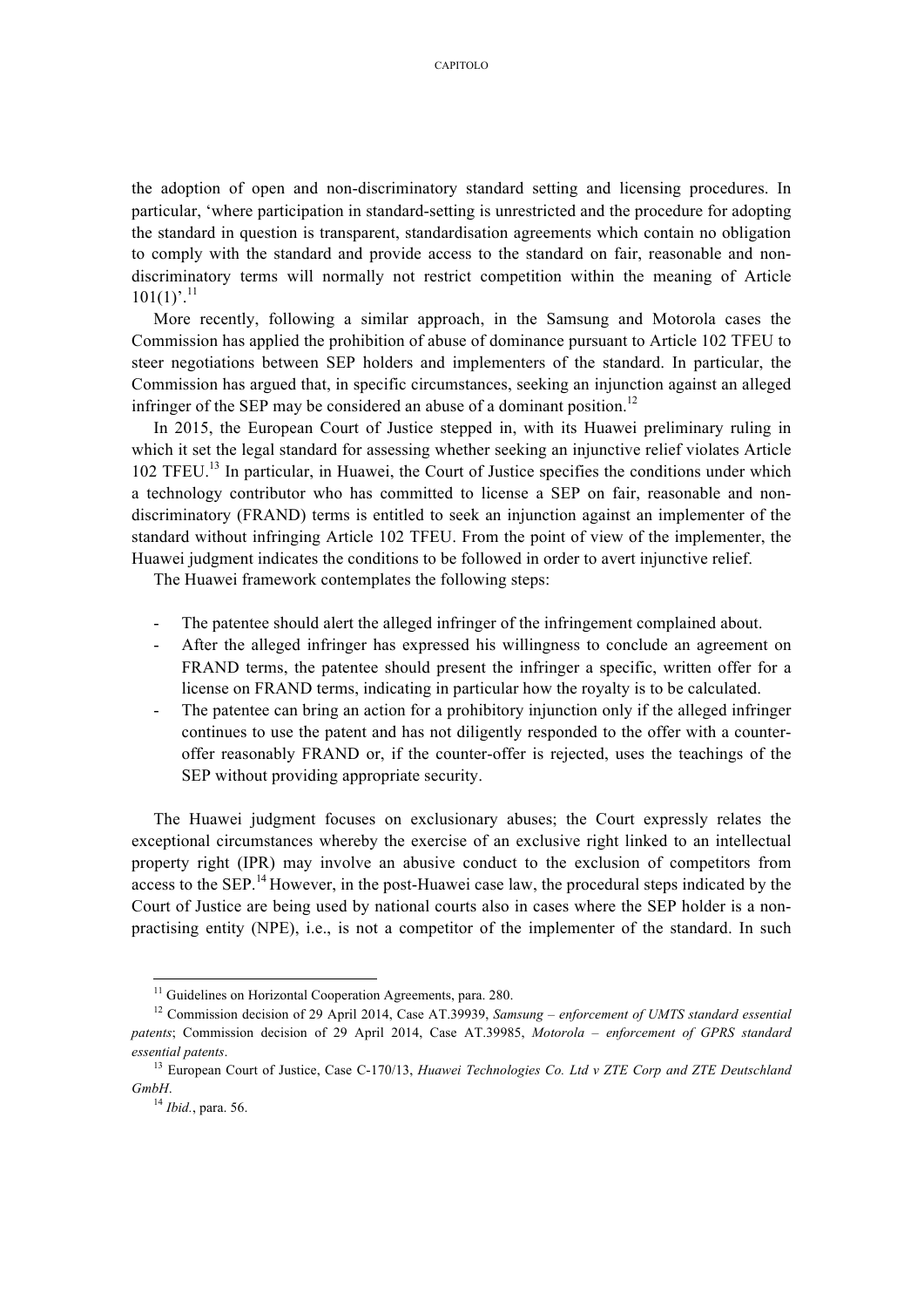the adoption of open and non-discriminatory standard setting and licensing procedures. In particular, 'where participation in standard-setting is unrestricted and the procedure for adopting the standard in question is transparent, standardisation agreements which contain no obligation to comply with the standard and provide access to the standard on fair, reasonable and non-discriminatory terms will normally not restrict competition within the meaning of Article 101(1)'.[11]

More recently, following a similar approach, in the Samsung and Motorola cases the Commission has applied the prohibition of abuse of dominance pursuant to Article 102 TFEU to steer negotiations between SEP holders and implementers of the standard. In particular, the Commission has argued that, in specific circumstances, seeking an injunction against an alleged infringer of the SEP may be considered an abuse of a dominant position.[12]

In 2015, the European Court of Justice stepped in, with its Huawei preliminary ruling in which it set the legal standard for assessing whether seeking an injunctive relief violates Article 102 TFEU.[13] In particular, in Huawei, the Court of Justice specifies the conditions under which a technology contributor who has committed to license a SEP on fair, reasonable and non-discriminatory (FRAND) terms is entitled to seek an injunction against an implementer of the standard without infringing Article 102 TFEU. From the point of view of the implementer, the Huawei judgment indicates the conditions to be followed in order to avert injunctive relief.

The Huawei framework contemplates the following steps:

- The patentee should alert the alleged infringer of the infringement complained about.
- After the alleged infringer has expressed his willingness to conclude an agreement on FRAND terms, the patentee should present the infringer a specific, written offer for a license on FRAND terms, indicating in particular how the royalty is to be calculated.
- The patentee can bring an action for a prohibitory injunction only if the alleged infringer continues to use the patent and has not diligently responded to the offer with a counter-offer reasonably FRAND or, if the counter-offer is rejected, uses the teachings of the SEP without providing appropriate security.

The Huawei judgment focuses on exclusionary abuses; the Court expressly relates the exceptional circumstances whereby the exercise of an exclusive right linked to an intellectual property right (IPR) may involve an abusive conduct to the exclusion of competitors from access to the SEP.[14] However, in the post-Huawei case law, the procedural steps indicated by the Court of Justice are being used by national courts also in cases where the SEP holder is a non-practising entity (NPE), i.e., is not a competitor of the implementer of the standard. In such

---

[11] Guidelines on Horizontal Cooperation Agreements, para. 280.

[12] Commission decision of 29 April 2014, Case AT.39939, *Samsung – enforcement of UMTS standard essential patents*; Commission decision of 29 April 2014, Case AT.39985, *Motorola – enforcement of GPRS standard essential patents*.

[13] European Court of Justice, Case C-170/13, *Huawei Technologies Co. Ltd v ZTE Corp and ZTE Deutschland GmbH*.

[14] *Ibid.*, para. 56.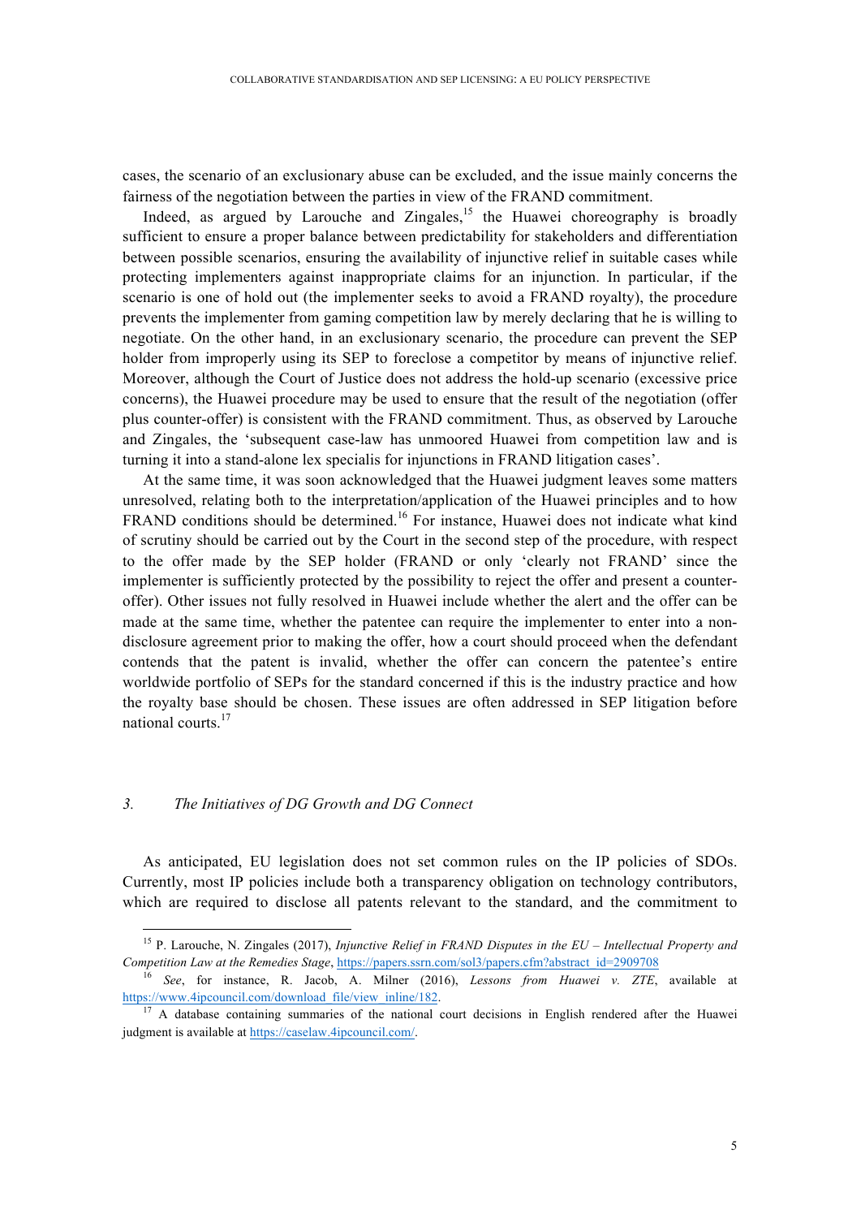cases, the scenario of an exclusionary abuse can be excluded, and the issue mainly concerns the fairness of the negotiation between the parties in view of the FRAND commitment.

Indeed, as argued by Larouche and Zingales,[15] the Huawei choreography is broadly sufficient to ensure a proper balance between predictability for stakeholders and differentiation between possible scenarios, ensuring the availability of injunctive relief in suitable cases while protecting implementers against inappropriate claims for an injunction. In particular, if the scenario is one of hold out (the implementer seeks to avoid a FRAND royalty), the procedure prevents the implementer from gaming competition law by merely declaring that he is willing to negotiate. On the other hand, in an exclusionary scenario, the procedure can prevent the SEP holder from improperly using its SEP to foreclose a competitor by means of injunctive relief. Moreover, although the Court of Justice does not address the hold-up scenario (excessive price concerns), the Huawei procedure may be used to ensure that the result of the negotiation (offer plus counter-offer) is consistent with the FRAND commitment. Thus, as observed by Larouche and Zingales, the 'subsequent case-law has unmoored Huawei from competition law and is turning it into a stand-alone lex specialis for injunctions in FRAND litigation cases'.

At the same time, it was soon acknowledged that the Huawei judgment leaves some matters unresolved, relating both to the interpretation/application of the Huawei principles and to how FRAND conditions should be determined.[16] For instance, Huawei does not indicate what kind of scrutiny should be carried out by the Court in the second step of the procedure, with respect to the offer made by the SEP holder (FRAND or only 'clearly not FRAND' since the implementer is sufficiently protected by the possibility to reject the offer and present a counter-offer). Other issues not fully resolved in Huawei include whether the alert and the offer can be made at the same time, whether the patentee can require the implementer to enter into a non-disclosure agreement prior to making the offer, how a court should proceed when the defendant contends that the patent is invalid, whether the offer can concern the patentee's entire worldwide portfolio of SEPs for the standard concerned if this is the industry practice and how the royalty base should be chosen. These issues are often addressed in SEP litigation before national courts.[17]

### *3. The Initiatives of DG Growth and DG Connect*

As anticipated, EU legislation does not set common rules on the IP policies of SDOs. Currently, most IP policies include both a transparency obligation on technology contributors, which are required to disclose all patents relevant to the standard, and the commitment to

---

[15] P. Larouche, N. Zingales (2017), *Injunctive Relief in FRAND Disputes in the EU – Intellectual Property and Competition Law at the Remedies Stage*, https://papers.ssrn.com/sol3/papers.cfm?abstract_id=2909708

[16] *See*, for instance, R. Jacob, A. Milner (2016), *Lessons from Huawei v. ZTE*, available at https://www.4ipcouncil.com/download_file/view_inline/182.

[17] A database containing summaries of the national court decisions in English rendered after the Huawei judgment is available at https://caselaw.4ipcouncil.com/.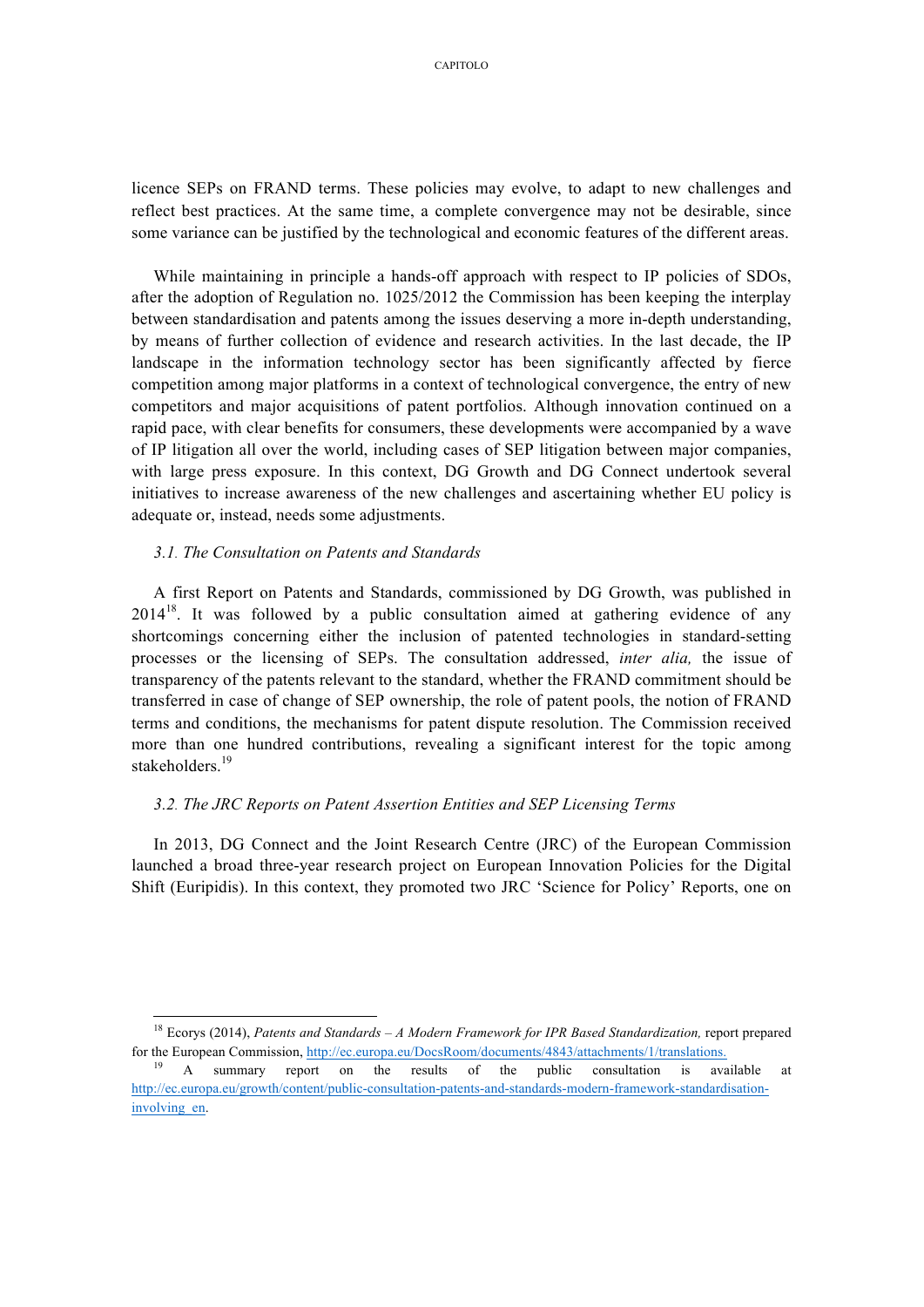licence SEPs on FRAND terms. These policies may evolve, to adapt to new challenges and reflect best practices. At the same time, a complete convergence may not be desirable, since some variance can be justified by the technological and economic features of the different areas.

While maintaining in principle a hands-off approach with respect to IP policies of SDOs, after the adoption of Regulation no. 1025/2012 the Commission has been keeping the interplay between standardisation and patents among the issues deserving a more in-depth understanding, by means of further collection of evidence and research activities. In the last decade, the IP landscape in the information technology sector has been significantly affected by fierce competition among major platforms in a context of technological convergence, the entry of new competitors and major acquisitions of patent portfolios. Although innovation continued on a rapid pace, with clear benefits for consumers, these developments were accompanied by a wave of IP litigation all over the world, including cases of SEP litigation between major companies, with large press exposure. In this context, DG Growth and DG Connect undertook several initiatives to increase awareness of the new challenges and ascertaining whether EU policy is adequate or, instead, needs some adjustments.

### *3.1. The Consultation on Patents and Standards*

A first Report on Patents and Standards, commissioned by DG Growth, was published in 2014[18]. It was followed by a public consultation aimed at gathering evidence of any shortcomings concerning either the inclusion of patented technologies in standard-setting processes or the licensing of SEPs. The consultation addressed, *inter alia,* the issue of transparency of the patents relevant to the standard, whether the FRAND commitment should be transferred in case of change of SEP ownership, the role of patent pools, the notion of FRAND terms and conditions, the mechanisms for patent dispute resolution. The Commission received more than one hundred contributions, revealing a significant interest for the topic among stakeholders.[19]

### *3.2. The JRC Reports on Patent Assertion Entities and SEP Licensing Terms*

In 2013, DG Connect and the Joint Research Centre (JRC) of the European Commission launched a broad three-year research project on European Innovation Policies for the Digital Shift (Euripidis). In this context, they promoted two JRC 'Science for Policy' Reports, one on

---

[18] Ecorys (2014), *Patents and Standards – A Modern Framework for IPR Based Standardization,* report prepared for the European Commission, http://ec.europa.eu/DocsRoom/documents/4843/attachments/1/translations.

[19] A summary report on the results of the public consultation is available at http://ec.europa.eu/growth/content/public-consultation-patents-and-standards-modern-framework-standardisation-involving_en.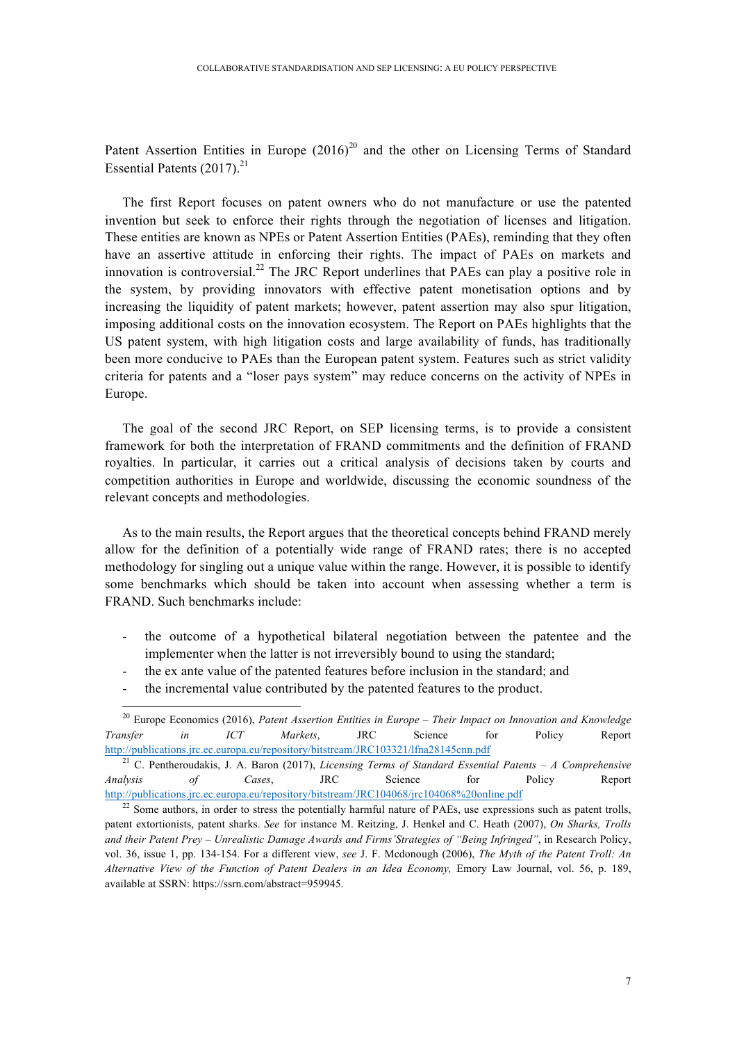Patent Assertion Entities in Europe (2016)[20] and the other on Licensing Terms of Standard Essential Patents (2017).[21]

The first Report focuses on patent owners who do not manufacture or use the patented invention but seek to enforce their rights through the negotiation of licenses and litigation. These entities are known as NPEs or Patent Assertion Entities (PAEs), reminding that they often have an assertive attitude in enforcing their rights. The impact of PAEs on markets and innovation is controversial.[22] The JRC Report underlines that PAEs can play a positive role in the system, by providing innovators with effective patent monetisation options and by increasing the liquidity of patent markets; however, patent assertion may also spur litigation, imposing additional costs on the innovation ecosystem. The Report on PAEs highlights that the US patent system, with high litigation costs and large availability of funds, has traditionally been more conducive to PAEs than the European patent system. Features such as strict validity criteria for patents and a "loser pays system" may reduce concerns on the activity of NPEs in Europe.

The goal of the second JRC Report, on SEP licensing terms, is to provide a consistent framework for both the interpretation of FRAND commitments and the definition of FRAND royalties. In particular, it carries out a critical analysis of decisions taken by courts and competition authorities in Europe and worldwide, discussing the economic soundness of the relevant concepts and methodologies.

As to the main results, the Report argues that the theoretical concepts behind FRAND merely allow for the definition of a potentially wide range of FRAND rates; there is no accepted methodology for singling out a unique value within the range. However, it is possible to identify some benchmarks which should be taken into account when assessing whether a term is FRAND. Such benchmarks include:

- the outcome of a hypothetical bilateral negotiation between the patentee and the implementer when the latter is not irreversibly bound to using the standard;
- the ex ante value of the patented features before inclusion in the standard; and
- the incremental value contributed by the patented features to the product.

[20] Europe Economics (2016), *Patent Assertion Entities in Europe – Their Impact on Innovation and Knowledge Transfer in ICT Markets*, JRC Science for Policy Report http://publications.jrc.ec.europa.eu/repository/bitstream/JRC103321/lfna28145enn.pdf

[21] C. Pentheroudakis, J. A. Baron (2017), *Licensing Terms of Standard Essential Patents – A Comprehensive Analysis of Cases*, JRC Science for Policy Report http://publications.jrc.ec.europa.eu/repository/bitstream/JRC104068/jrc104068%20online.pdf

[22] Some authors, in order to stress the potentially harmful nature of PAEs, use expressions such as patent trolls, patent extortionists, patent sharks. *See* for instance M. Reitzing, J. Henkel and C. Heath (2007), *On Sharks, Trolls and their Patent Prey – Unrealistic Damage Awards and Firms'Strategies of "Being Infringed"*, in Research Policy, vol. 36, issue 1, pp. 134-154. For a different view, *see* J. F. Mcdonough (2006), *The Myth of the Patent Troll: An Alternative View of the Function of Patent Dealers in an Idea Economy,* Emory Law Journal, vol. 56, p. 189, available at SSRN: https://ssrn.com/abstract=959945.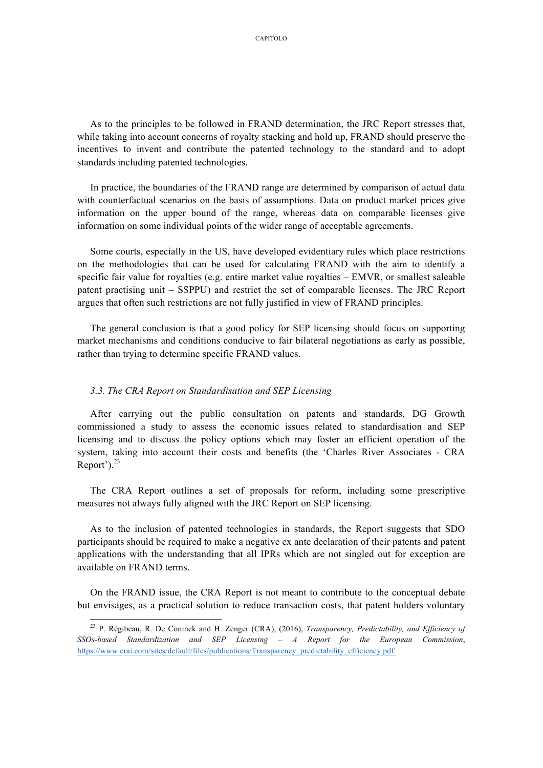As to the principles to be followed in FRAND determination, the JRC Report stresses that, while taking into account concerns of royalty stacking and hold up, FRAND should preserve the incentives to invent and contribute the patented technology to the standard and to adopt standards including patented technologies.

In practice, the boundaries of the FRAND range are determined by comparison of actual data with counterfactual scenarios on the basis of assumptions. Data on product market prices give information on the upper bound of the range, whereas data on comparable licenses give information on some individual points of the wider range of acceptable agreements.

Some courts, especially in the US, have developed evidentiary rules which place restrictions on the methodologies that can be used for calculating FRAND with the aim to identify a specific fair value for royalties (e.g. entire market value royalties – EMVR, or smallest saleable patent practising unit – SSPPU) and restrict the set of comparable licenses. The JRC Report argues that often such restrictions are not fully justified in view of FRAND principles.

The general conclusion is that a good policy for SEP licensing should focus on supporting market mechanisms and conditions conducive to fair bilateral negotiations as early as possible, rather than trying to determine specific FRAND values.

### *3.3. The CRA Report on Standardisation and SEP Licensing*

After carrying out the public consultation on patents and standards, DG Growth commissioned a study to assess the economic issues related to standardisation and SEP licensing and to discuss the policy options which may foster an efficient operation of the system, taking into account their costs and benefits (the 'Charles River Associates - CRA Report').[23]

The CRA Report outlines a set of proposals for reform, including some prescriptive measures not always fully aligned with the JRC Report on SEP licensing.

As to the inclusion of patented technologies in standards, the Report suggests that SDO participants should be required to make a negative ex ante declaration of their patents and patent applications with the understanding that all IPRs which are not singled out for exception are available on FRAND terms.

On the FRAND issue, the CRA Report is not meant to contribute to the conceptual debate but envisages, as a practical solution to reduce transaction costs, that patent holders voluntary

---

[23] P. Régibeau, R. De Coninck and H. Zenger (CRA), (2016), *Transparency, Predictability, and Efficiency of SSOs-based Standardization and SEP Licensing – A Report for the European Commission*, https://www.crai.com/sites/default/files/publications/Transparency_predictability_efficiency.pdf.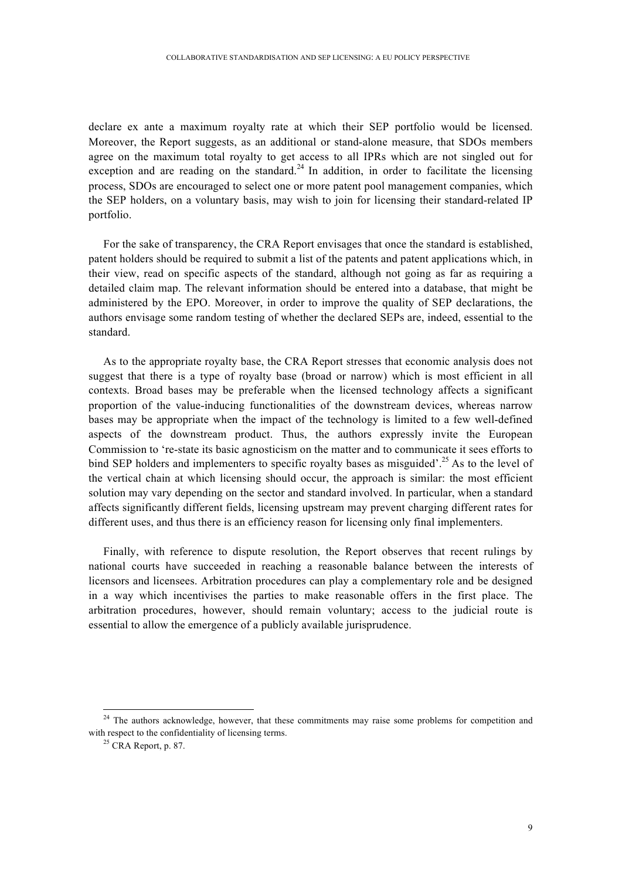declare ex ante a maximum royalty rate at which their SEP portfolio would be licensed. Moreover, the Report suggests, as an additional or stand-alone measure, that SDOs members agree on the maximum total royalty to get access to all IPRs which are not singled out for exception and are reading on the standard.[24] In addition, in order to facilitate the licensing process, SDOs are encouraged to select one or more patent pool management companies, which the SEP holders, on a voluntary basis, may wish to join for licensing their standard-related IP portfolio.

For the sake of transparency, the CRA Report envisages that once the standard is established, patent holders should be required to submit a list of the patents and patent applications which, in their view, read on specific aspects of the standard, although not going as far as requiring a detailed claim map. The relevant information should be entered into a database, that might be administered by the EPO. Moreover, in order to improve the quality of SEP declarations, the authors envisage some random testing of whether the declared SEPs are, indeed, essential to the standard.

As to the appropriate royalty base, the CRA Report stresses that economic analysis does not suggest that there is a type of royalty base (broad or narrow) which is most efficient in all contexts. Broad bases may be preferable when the licensed technology affects a significant proportion of the value-inducing functionalities of the downstream devices, whereas narrow bases may be appropriate when the impact of the technology is limited to a few well-defined aspects of the downstream product. Thus, the authors expressly invite the European Commission to 're-state its basic agnosticism on the matter and to communicate it sees efforts to bind SEP holders and implementers to specific royalty bases as misguided'.[25] As to the level of the vertical chain at which licensing should occur, the approach is similar: the most efficient solution may vary depending on the sector and standard involved. In particular, when a standard affects significantly different fields, licensing upstream may prevent charging different rates for different uses, and thus there is an efficiency reason for licensing only final implementers.

Finally, with reference to dispute resolution, the Report observes that recent rulings by national courts have succeeded in reaching a reasonable balance between the interests of licensors and licensees. Arbitration procedures can play a complementary role and be designed in a way which incentivises the parties to make reasonable offers in the first place. The arbitration procedures, however, should remain voluntary; access to the judicial route is essential to allow the emergence of a publicly available jurisprudence.

---

[24] The authors acknowledge, however, that these commitments may raise some problems for competition and with respect to the confidentiality of licensing terms.

[25] CRA Report, p. 87.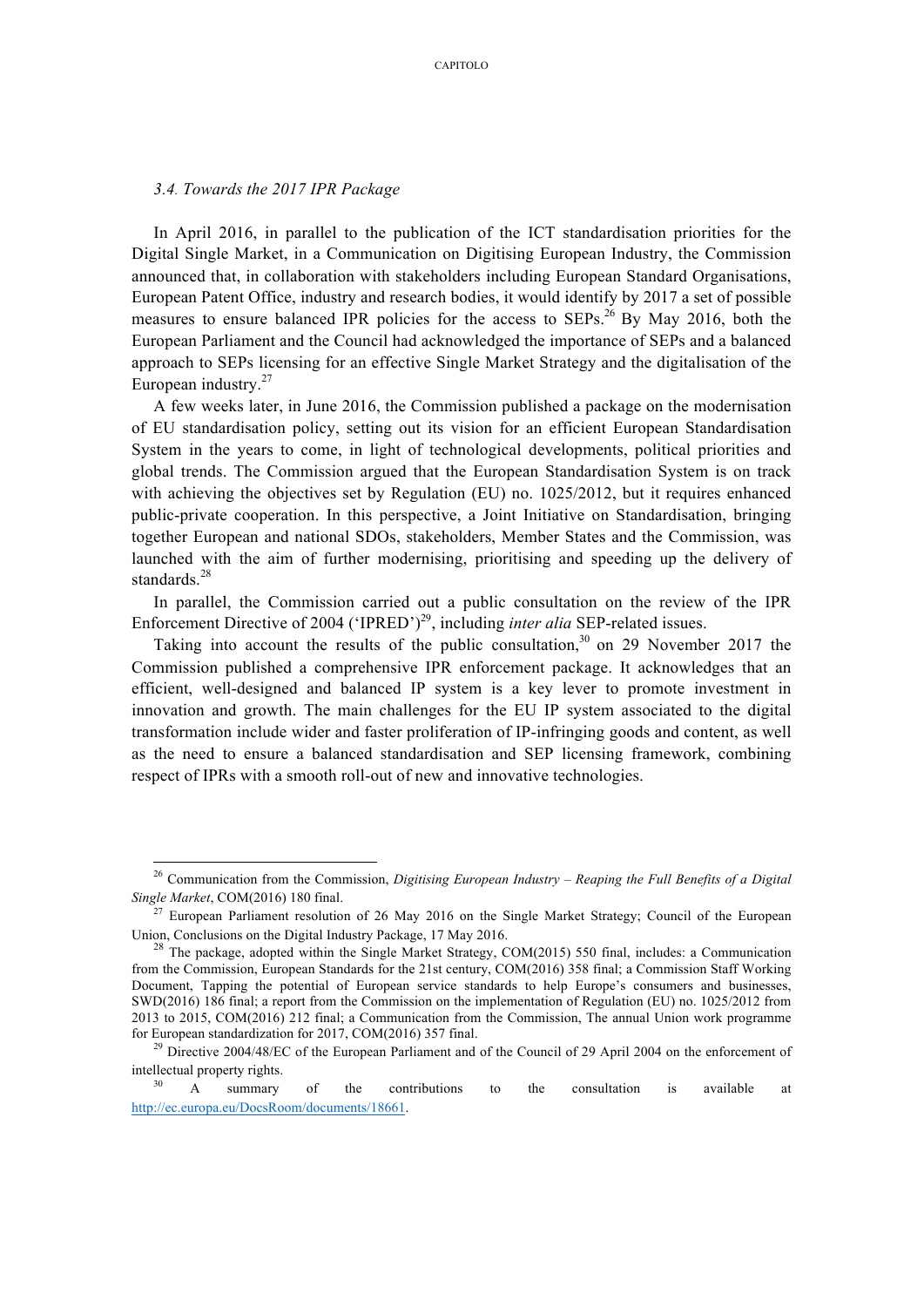### *3.4. Towards the 2017 IPR Package*

In April 2016, in parallel to the publication of the ICT standardisation priorities for the Digital Single Market, in a Communication on Digitising European Industry, the Commission announced that, in collaboration with stakeholders including European Standard Organisations, European Patent Office, industry and research bodies, it would identify by 2017 a set of possible measures to ensure balanced IPR policies for the access to SEPs.[26] By May 2016, both the European Parliament and the Council had acknowledged the importance of SEPs and a balanced approach to SEPs licensing for an effective Single Market Strategy and the digitalisation of the European industry.[27]

A few weeks later, in June 2016, the Commission published a package on the modernisation of EU standardisation policy, setting out its vision for an efficient European Standardisation System in the years to come, in light of technological developments, political priorities and global trends. The Commission argued that the European Standardisation System is on track with achieving the objectives set by Regulation (EU) no. 1025/2012, but it requires enhanced public-private cooperation. In this perspective, a Joint Initiative on Standardisation, bringing together European and national SDOs, stakeholders, Member States and the Commission, was launched with the aim of further modernising, prioritising and speeding up the delivery of standards.[28]

In parallel, the Commission carried out a public consultation on the review of the IPR Enforcement Directive of 2004 ('IPRED')[29], including *inter alia* SEP-related issues.

Taking into account the results of the public consultation,[30] on 29 November 2017 the Commission published a comprehensive IPR enforcement package. It acknowledges that an efficient, well-designed and balanced IP system is a key lever to promote investment in innovation and growth. The main challenges for the EU IP system associated to the digital transformation include wider and faster proliferation of IP-infringing goods and content, as well as the need to ensure a balanced standardisation and SEP licensing framework, combining respect of IPRs with a smooth roll-out of new and innovative technologies.

---

[26] Communication from the Commission, *Digitising European Industry – Reaping the Full Benefits of a Digital Single Market*, COM(2016) 180 final.

[27] European Parliament resolution of 26 May 2016 on the Single Market Strategy; Council of the European Union, Conclusions on the Digital Industry Package, 17 May 2016.

[28] The package, adopted within the Single Market Strategy, COM(2015) 550 final, includes: a Communication from the Commission, European Standards for the 21st century, COM(2016) 358 final; a Commission Staff Working Document, Tapping the potential of European service standards to help Europe's consumers and businesses, SWD(2016) 186 final; a report from the Commission on the implementation of Regulation (EU) no. 1025/2012 from 2013 to 2015, COM(2016) 212 final; a Communication from the Commission, The annual Union work programme for European standardization for 2017, COM(2016) 357 final.

[29] Directive 2004/48/EC of the European Parliament and of the Council of 29 April 2004 on the enforcement of intellectual property rights.

[30] A summary of the contributions to the consultation is available at http://ec.europa.eu/DocsRoom/documents/18661.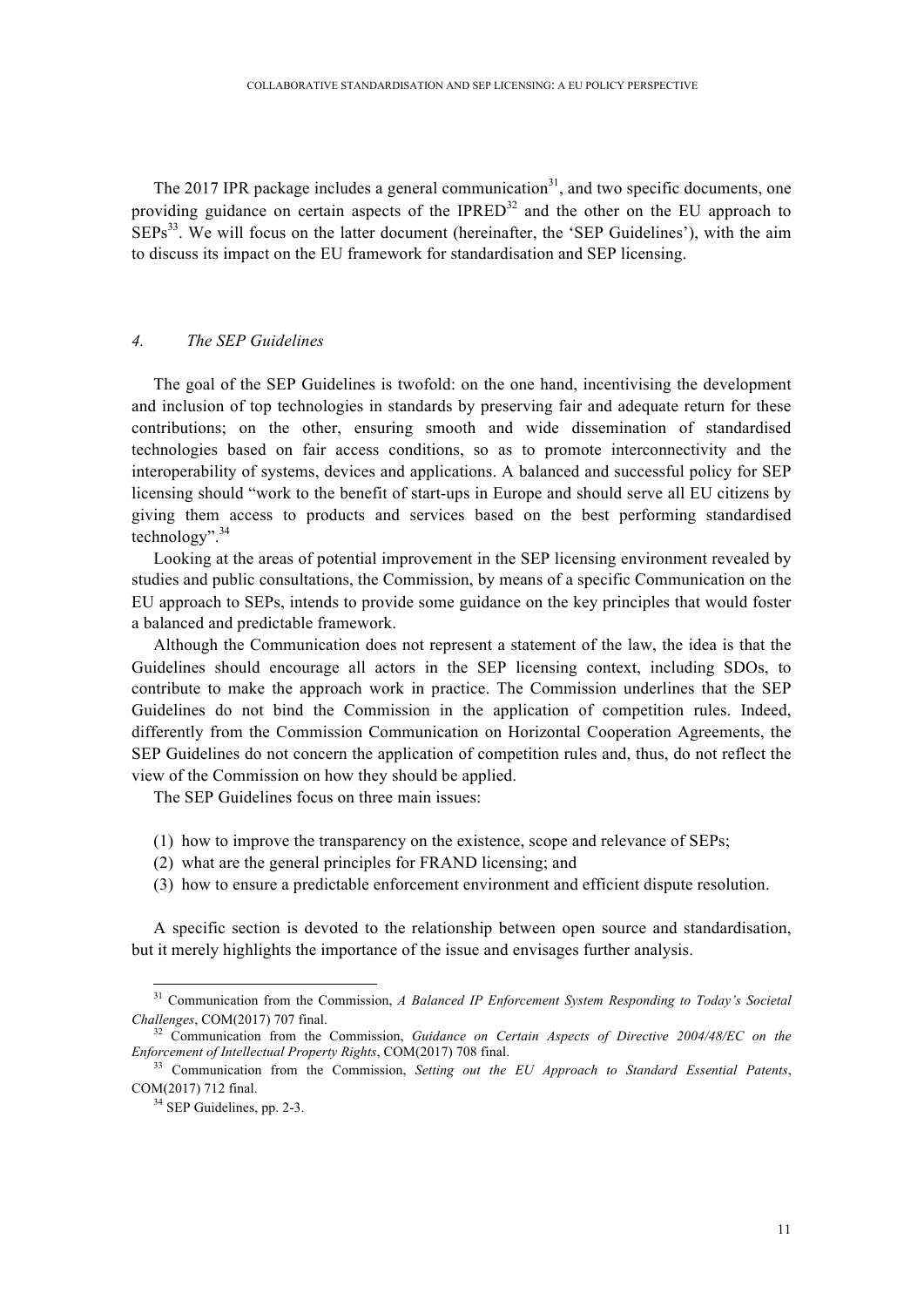The 2017 IPR package includes a general communication[31], and two specific documents, one providing guidance on certain aspects of the IPRED[32] and the other on the EU approach to SEPs[33]. We will focus on the latter document (hereinafter, the 'SEP Guidelines'), with the aim to discuss its impact on the EU framework for standardisation and SEP licensing.

## *4. The SEP Guidelines*

The goal of the SEP Guidelines is twofold: on the one hand, incentivising the development and inclusion of top technologies in standards by preserving fair and adequate return for these contributions; on the other, ensuring smooth and wide dissemination of standardised technologies based on fair access conditions, so as to promote interconnectivity and the interoperability of systems, devices and applications. A balanced and successful policy for SEP licensing should "work to the benefit of start-ups in Europe and should serve all EU citizens by giving them access to products and services based on the best performing standardised technology".[34]

Looking at the areas of potential improvement in the SEP licensing environment revealed by studies and public consultations, the Commission, by means of a specific Communication on the EU approach to SEPs, intends to provide some guidance on the key principles that would foster a balanced and predictable framework.

Although the Communication does not represent a statement of the law, the idea is that the Guidelines should encourage all actors in the SEP licensing context, including SDOs, to contribute to make the approach work in practice. The Commission underlines that the SEP Guidelines do not bind the Commission in the application of competition rules. Indeed, differently from the Commission Communication on Horizontal Cooperation Agreements, the SEP Guidelines do not concern the application of competition rules and, thus, do not reflect the view of the Commission on how they should be applied.

The SEP Guidelines focus on three main issues:

(1) how to improve the transparency on the existence, scope and relevance of SEPs;
(2) what are the general principles for FRAND licensing; and
(3) how to ensure a predictable enforcement environment and efficient dispute resolution.

A specific section is devoted to the relationship between open source and standardisation, but it merely highlights the importance of the issue and envisages further analysis.

---

[31] Communication from the Commission, *A Balanced IP Enforcement System Responding to Today's Societal Challenges*, COM(2017) 707 final.

[32] Communication from the Commission, *Guidance on Certain Aspects of Directive 2004/48/EC on the Enforcement of Intellectual Property Rights*, COM(2017) 708 final.

[33] Communication from the Commission, *Setting out the EU Approach to Standard Essential Patents*, COM(2017) 712 final.

[34] SEP Guidelines, pp. 2-3.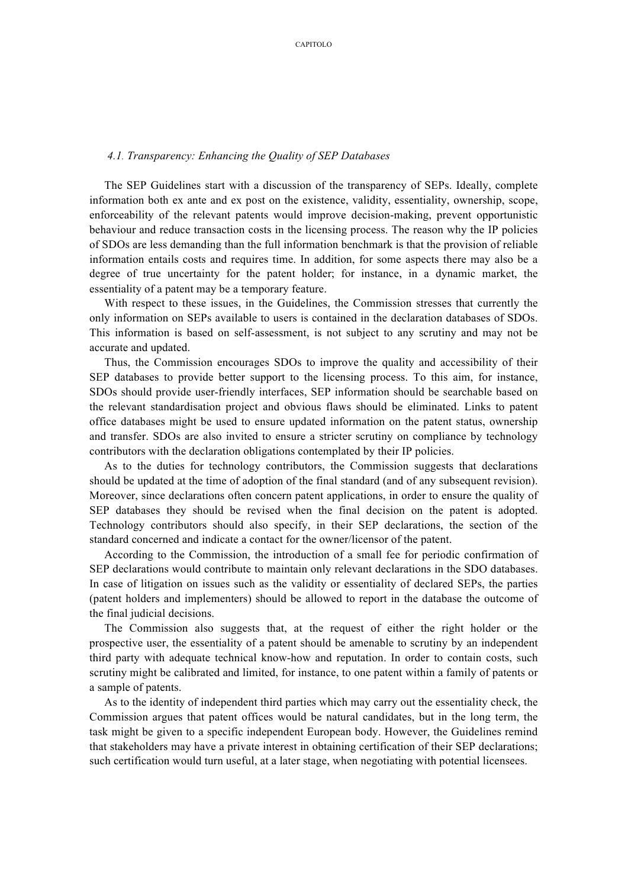### *4.1. Transparency: Enhancing the Quality of SEP Databases*

The SEP Guidelines start with a discussion of the transparency of SEPs. Ideally, complete information both ex ante and ex post on the existence, validity, essentiality, ownership, scope, enforceability of the relevant patents would improve decision-making, prevent opportunistic behaviour and reduce transaction costs in the licensing process. The reason why the IP policies of SDOs are less demanding than the full information benchmark is that the provision of reliable information entails costs and requires time. In addition, for some aspects there may also be a degree of true uncertainty for the patent holder; for instance, in a dynamic market, the essentiality of a patent may be a temporary feature.

With respect to these issues, in the Guidelines, the Commission stresses that currently the only information on SEPs available to users is contained in the declaration databases of SDOs. This information is based on self-assessment, is not subject to any scrutiny and may not be accurate and updated.

Thus, the Commission encourages SDOs to improve the quality and accessibility of their SEP databases to provide better support to the licensing process. To this aim, for instance, SDOs should provide user-friendly interfaces, SEP information should be searchable based on the relevant standardisation project and obvious flaws should be eliminated. Links to patent office databases might be used to ensure updated information on the patent status, ownership and transfer. SDOs are also invited to ensure a stricter scrutiny on compliance by technology contributors with the declaration obligations contemplated by their IP policies.

As to the duties for technology contributors, the Commission suggests that declarations should be updated at the time of adoption of the final standard (and of any subsequent revision). Moreover, since declarations often concern patent applications, in order to ensure the quality of SEP databases they should be revised when the final decision on the patent is adopted. Technology contributors should also specify, in their SEP declarations, the section of the standard concerned and indicate a contact for the owner/licensor of the patent.

According to the Commission, the introduction of a small fee for periodic confirmation of SEP declarations would contribute to maintain only relevant declarations in the SDO databases. In case of litigation on issues such as the validity or essentiality of declared SEPs, the parties (patent holders and implementers) should be allowed to report in the database the outcome of the final judicial decisions.

The Commission also suggests that, at the request of either the right holder or the prospective user, the essentiality of a patent should be amenable to scrutiny by an independent third party with adequate technical know-how and reputation. In order to contain costs, such scrutiny might be calibrated and limited, for instance, to one patent within a family of patents or a sample of patents.

As to the identity of independent third parties which may carry out the essentiality check, the Commission argues that patent offices would be natural candidates, but in the long term, the task might be given to a specific independent European body. However, the Guidelines remind that stakeholders may have a private interest in obtaining certification of their SEP declarations; such certification would turn useful, at a later stage, when negotiating with potential licensees.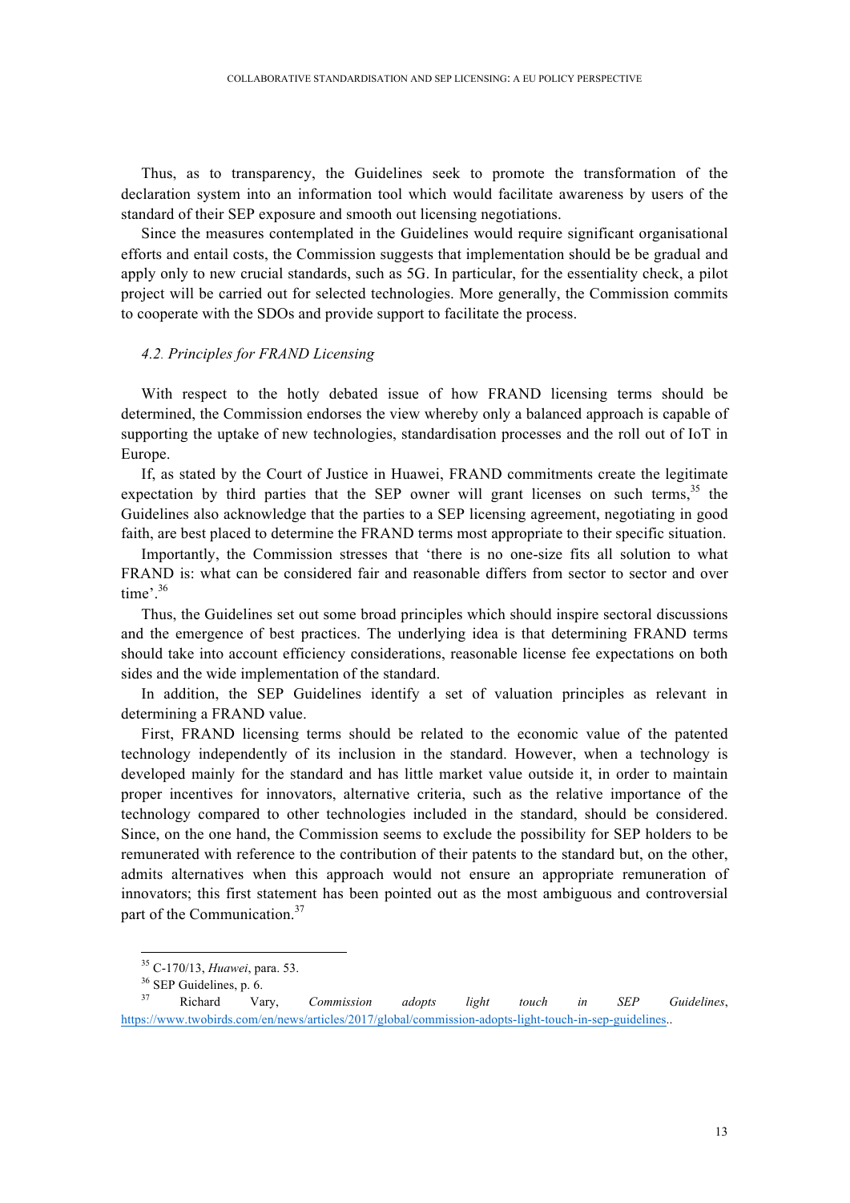Thus, as to transparency, the Guidelines seek to promote the transformation of the declaration system into an information tool which would facilitate awareness by users of the standard of their SEP exposure and smooth out licensing negotiations.

Since the measures contemplated in the Guidelines would require significant organisational efforts and entail costs, the Commission suggests that implementation should be be gradual and apply only to new crucial standards, such as 5G. In particular, for the essentiality check, a pilot project will be carried out for selected technologies. More generally, the Commission commits to cooperate with the SDOs and provide support to facilitate the process.

### *4.2. Principles for FRAND Licensing*

With respect to the hotly debated issue of how FRAND licensing terms should be determined, the Commission endorses the view whereby only a balanced approach is capable of supporting the uptake of new technologies, standardisation processes and the roll out of IoT in Europe.

If, as stated by the Court of Justice in Huawei, FRAND commitments create the legitimate expectation by third parties that the SEP owner will grant licenses on such terms,[35] the Guidelines also acknowledge that the parties to a SEP licensing agreement, negotiating in good faith, are best placed to determine the FRAND terms most appropriate to their specific situation.

Importantly, the Commission stresses that 'there is no one-size fits all solution to what FRAND is: what can be considered fair and reasonable differs from sector to sector and over time'.[36]

Thus, the Guidelines set out some broad principles which should inspire sectoral discussions and the emergence of best practices. The underlying idea is that determining FRAND terms should take into account efficiency considerations, reasonable license fee expectations on both sides and the wide implementation of the standard.

In addition, the SEP Guidelines identify a set of valuation principles as relevant in determining a FRAND value.

First, FRAND licensing terms should be related to the economic value of the patented technology independently of its inclusion in the standard. However, when a technology is developed mainly for the standard and has little market value outside it, in order to maintain proper incentives for innovators, alternative criteria, such as the relative importance of the technology compared to other technologies included in the standard, should be considered. Since, on the one hand, the Commission seems to exclude the possibility for SEP holders to be remunerated with reference to the contribution of their patents to the standard but, on the other, admits alternatives when this approach would not ensure an appropriate remuneration of innovators; this first statement has been pointed out as the most ambiguous and controversial part of the Communication.[37]

---

[35] C-170/13, *Huawei*, para. 53.

[36] SEP Guidelines, p. 6.

[37] Richard Vary, *Commission adopts light touch in SEP Guidelines*, https://www.twobirds.com/en/news/articles/2017/global/commission-adopts-light-touch-in-sep-guidelines..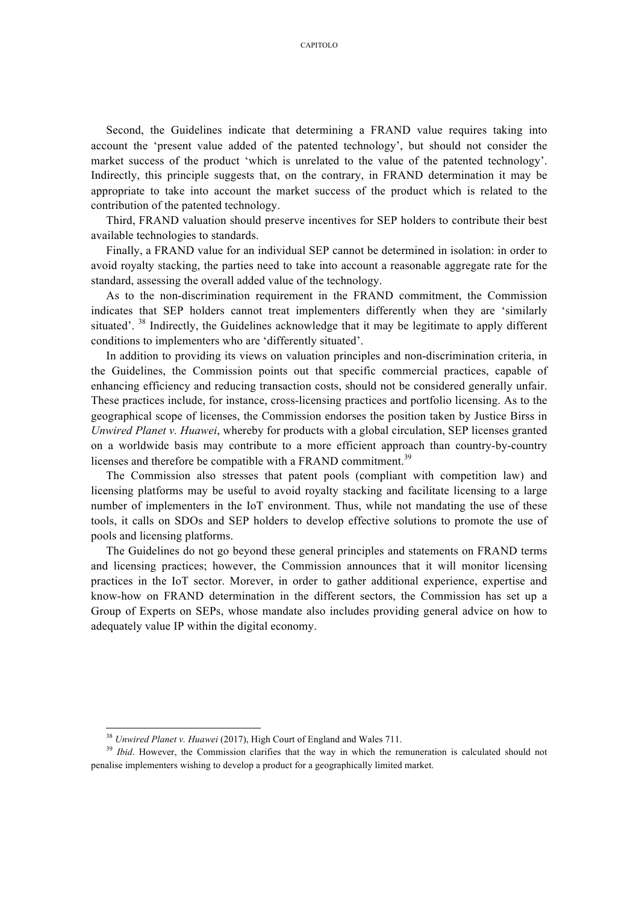Second, the Guidelines indicate that determining a FRAND value requires taking into account the 'present value added of the patented technology', but should not consider the market success of the product 'which is unrelated to the value of the patented technology'. Indirectly, this principle suggests that, on the contrary, in FRAND determination it may be appropriate to take into account the market success of the product which is related to the contribution of the patented technology.

Third, FRAND valuation should preserve incentives for SEP holders to contribute their best available technologies to standards.

Finally, a FRAND value for an individual SEP cannot be determined in isolation: in order to avoid royalty stacking, the parties need to take into account a reasonable aggregate rate for the standard, assessing the overall added value of the technology.

As to the non-discrimination requirement in the FRAND commitment, the Commission indicates that SEP holders cannot treat implementers differently when they are 'similarly situated'. [38] Indirectly, the Guidelines acknowledge that it may be legitimate to apply different conditions to implementers who are 'differently situated'.

In addition to providing its views on valuation principles and non-discrimination criteria, in the Guidelines, the Commission points out that specific commercial practices, capable of enhancing efficiency and reducing transaction costs, should not be considered generally unfair. These practices include, for instance, cross-licensing practices and portfolio licensing. As to the geographical scope of licenses, the Commission endorses the position taken by Justice Birss in *Unwired Planet v. Huawei*, whereby for products with a global circulation, SEP licenses granted on a worldwide basis may contribute to a more efficient approach than country-by-country licenses and therefore be compatible with a FRAND commitment.[39]

The Commission also stresses that patent pools (compliant with competition law) and licensing platforms may be useful to avoid royalty stacking and facilitate licensing to a large number of implementers in the IoT environment. Thus, while not mandating the use of these tools, it calls on SDOs and SEP holders to develop effective solutions to promote the use of pools and licensing platforms.

The Guidelines do not go beyond these general principles and statements on FRAND terms and licensing practices; however, the Commission announces that it will monitor licensing practices in the IoT sector. Morever, in order to gather additional experience, expertise and know-how on FRAND determination in the different sectors, the Commission has set up a Group of Experts on SEPs, whose mandate also includes providing general advice on how to adequately value IP within the digital economy.

---

[38] *Unwired Planet v. Huawei* (2017), High Court of England and Wales 711.

[39] *Ibid*. However, the Commission clarifies that the way in which the remuneration is calculated should not penalise implementers wishing to develop a product for a geographically limited market.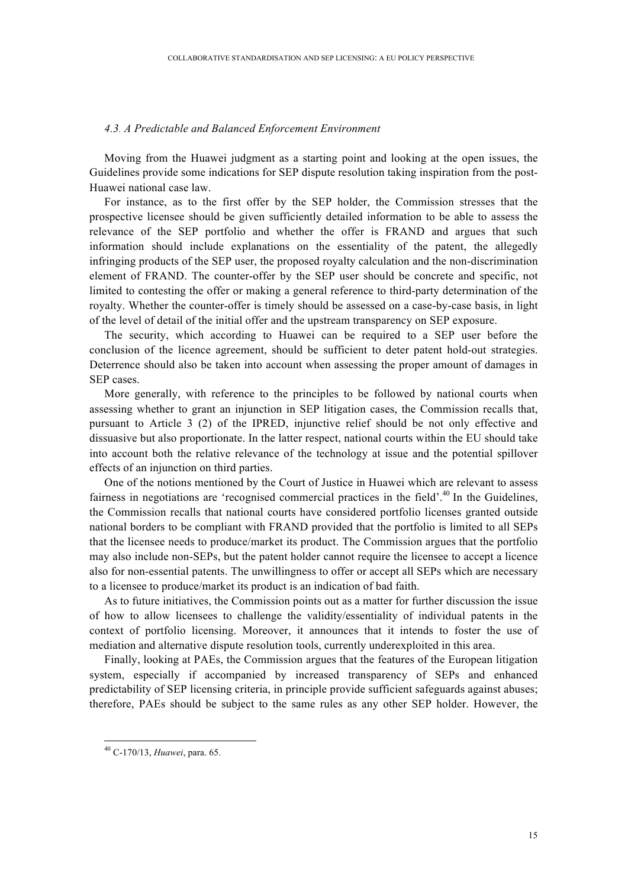#### *4.3. A Predictable and Balanced Enforcement Environment*

Moving from the Huawei judgment as a starting point and looking at the open issues, the Guidelines provide some indications for SEP dispute resolution taking inspiration from the post-Huawei national case law.

For instance, as to the first offer by the SEP holder, the Commission stresses that the prospective licensee should be given sufficiently detailed information to be able to assess the relevance of the SEP portfolio and whether the offer is FRAND and argues that such information should include explanations on the essentiality of the patent, the allegedly infringing products of the SEP user, the proposed royalty calculation and the non-discrimination element of FRAND. The counter-offer by the SEP user should be concrete and specific, not limited to contesting the offer or making a general reference to third-party determination of the royalty. Whether the counter-offer is timely should be assessed on a case-by-case basis, in light of the level of detail of the initial offer and the upstream transparency on SEP exposure.

The security, which according to Huawei can be required to a SEP user before the conclusion of the licence agreement, should be sufficient to deter patent hold-out strategies. Deterrence should also be taken into account when assessing the proper amount of damages in SEP cases.

More generally, with reference to the principles to be followed by national courts when assessing whether to grant an injunction in SEP litigation cases, the Commission recalls that, pursuant to Article 3 (2) of the IPRED, injunctive relief should be not only effective and dissuasive but also proportionate. In the latter respect, national courts within the EU should take into account both the relative relevance of the technology at issue and the potential spillover effects of an injunction on third parties.

One of the notions mentioned by the Court of Justice in Huawei which are relevant to assess fairness in negotiations are 'recognised commercial practices in the field'.[40] In the Guidelines, the Commission recalls that national courts have considered portfolio licenses granted outside national borders to be compliant with FRAND provided that the portfolio is limited to all SEPs that the licensee needs to produce/market its product. The Commission argues that the portfolio may also include non-SEPs, but the patent holder cannot require the licensee to accept a licence also for non-essential patents. The unwillingness to offer or accept all SEPs which are necessary to a licensee to produce/market its product is an indication of bad faith.

As to future initiatives, the Commission points out as a matter for further discussion the issue of how to allow licensees to challenge the validity/essentiality of individual patents in the context of portfolio licensing. Moreover, it announces that it intends to foster the use of mediation and alternative dispute resolution tools, currently underexploited in this area.

Finally, looking at PAEs, the Commission argues that the features of the European litigation system, especially if accompanied by increased transparency of SEPs and enhanced predictability of SEP licensing criteria, in principle provide sufficient safeguards against abuses; therefore, PAEs should be subject to the same rules as any other SEP holder. However, the

[40] C-170/13, *Huawei*, para. 65.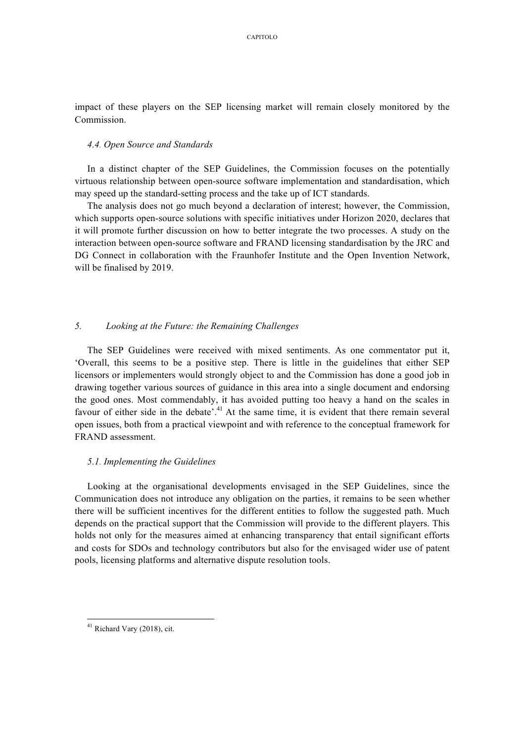impact of these players on the SEP licensing market will remain closely monitored by the Commission.

### *4.4. Open Source and Standards*

In a distinct chapter of the SEP Guidelines, the Commission focuses on the potentially virtuous relationship between open-source software implementation and standardisation, which may speed up the standard-setting process and the take up of ICT standards.

The analysis does not go much beyond a declaration of interest; however, the Commission, which supports open-source solutions with specific initiatives under Horizon 2020, declares that it will promote further discussion on how to better integrate the two processes. A study on the interaction between open-source software and FRAND licensing standardisation by the JRC and DG Connect in collaboration with the Fraunhofer Institute and the Open Invention Network, will be finalised by 2019.

## *5. Looking at the Future: the Remaining Challenges*

The SEP Guidelines were received with mixed sentiments. As one commentator put it, 'Overall, this seems to be a positive step. There is little in the guidelines that either SEP licensors or implementers would strongly object to and the Commission has done a good job in drawing together various sources of guidance in this area into a single document and endorsing the good ones. Most commendably, it has avoided putting too heavy a hand on the scales in favour of either side in the debate'.[41] At the same time, it is evident that there remain several open issues, both from a practical viewpoint and with reference to the conceptual framework for FRAND assessment.

### *5.1. Implementing the Guidelines*

Looking at the organisational developments envisaged in the SEP Guidelines, since the Communication does not introduce any obligation on the parties, it remains to be seen whether there will be sufficient incentives for the different entities to follow the suggested path. Much depends on the practical support that the Commission will provide to the different players. This holds not only for the measures aimed at enhancing transparency that entail significant efforts and costs for SDOs and technology contributors but also for the envisaged wider use of patent pools, licensing platforms and alternative dispute resolution tools.

---

[41] Richard Vary (2018), cit.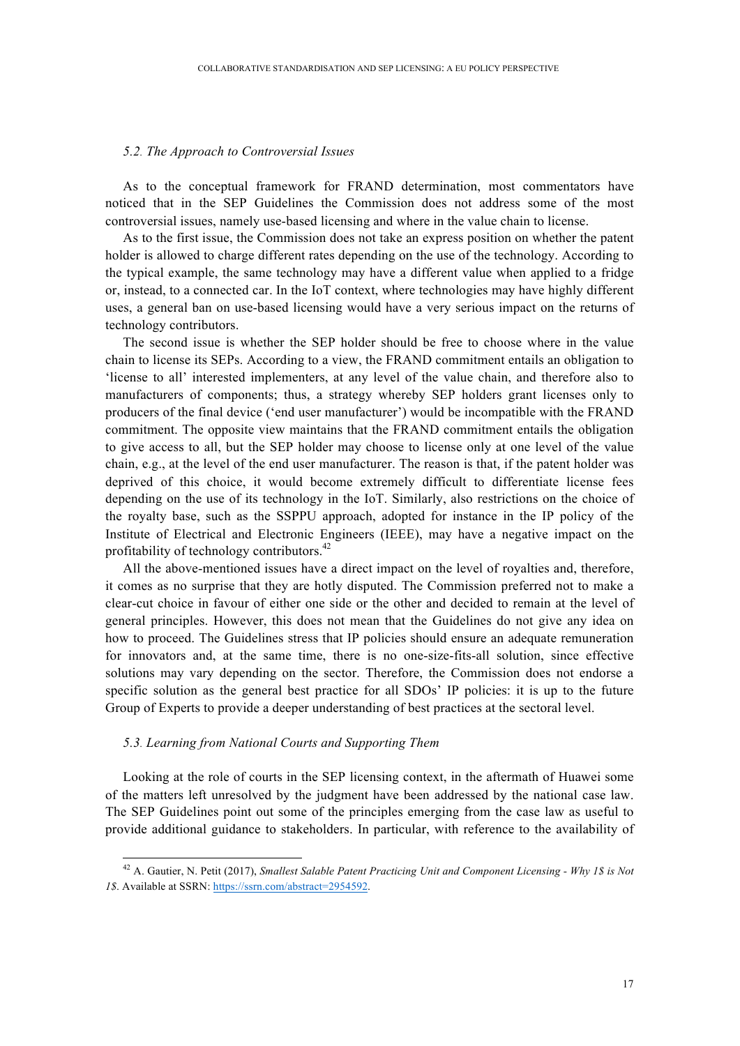### *5.2. The Approach to Controversial Issues*

As to the conceptual framework for FRAND determination, most commentators have noticed that in the SEP Guidelines the Commission does not address some of the most controversial issues, namely use-based licensing and where in the value chain to license.

As to the first issue, the Commission does not take an express position on whether the patent holder is allowed to charge different rates depending on the use of the technology. According to the typical example, the same technology may have a different value when applied to a fridge or, instead, to a connected car. In the IoT context, where technologies may have highly different uses, a general ban on use-based licensing would have a very serious impact on the returns of technology contributors.

The second issue is whether the SEP holder should be free to choose where in the value chain to license its SEPs. According to a view, the FRAND commitment entails an obligation to 'license to all' interested implementers, at any level of the value chain, and therefore also to manufacturers of components; thus, a strategy whereby SEP holders grant licenses only to producers of the final device ('end user manufacturer') would be incompatible with the FRAND commitment. The opposite view maintains that the FRAND commitment entails the obligation to give access to all, but the SEP holder may choose to license only at one level of the value chain, e.g., at the level of the end user manufacturer. The reason is that, if the patent holder was deprived of this choice, it would become extremely difficult to differentiate license fees depending on the use of its technology in the IoT. Similarly, also restrictions on the choice of the royalty base, such as the SSPPU approach, adopted for instance in the IP policy of the Institute of Electrical and Electronic Engineers (IEEE), may have a negative impact on the profitability of technology contributors.[42]

All the above-mentioned issues have a direct impact on the level of royalties and, therefore, it comes as no surprise that they are hotly disputed. The Commission preferred not to make a clear-cut choice in favour of either one side or the other and decided to remain at the level of general principles. However, this does not mean that the Guidelines do not give any idea on how to proceed. The Guidelines stress that IP policies should ensure an adequate remuneration for innovators and, at the same time, there is no one-size-fits-all solution, since effective solutions may vary depending on the sector. Therefore, the Commission does not endorse a specific solution as the general best practice for all SDOs' IP policies: it is up to the future Group of Experts to provide a deeper understanding of best practices at the sectoral level.

### *5.3. Learning from National Courts and Supporting Them*

Looking at the role of courts in the SEP licensing context, in the aftermath of Huawei some of the matters left unresolved by the judgment have been addressed by the national case law. The SEP Guidelines point out some of the principles emerging from the case law as useful to provide additional guidance to stakeholders. In particular, with reference to the availability of

---

[42] A. Gautier, N. Petit (2017), *Smallest Salable Patent Practicing Unit and Component Licensing - Why 1$ is Not 1$*. Available at SSRN: https://ssrn.com/abstract=2954592.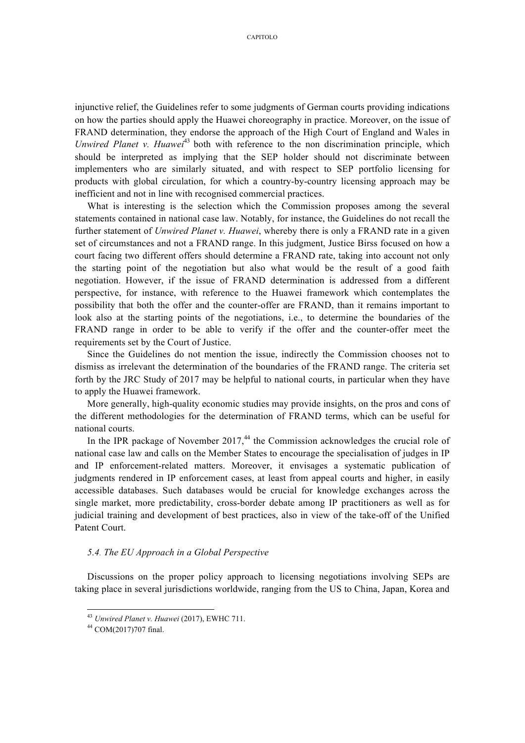injunctive relief, the Guidelines refer to some judgments of German courts providing indications on how the parties should apply the Huawei choreography in practice. Moreover, on the issue of FRAND determination, they endorse the approach of the High Court of England and Wales in *Unwired Planet v. Huawei*[43] both with reference to the non discrimination principle, which should be interpreted as implying that the SEP holder should not discriminate between implementers who are similarly situated, and with respect to SEP portfolio licensing for products with global circulation, for which a country-by-country licensing approach may be inefficient and not in line with recognised commercial practices.

What is interesting is the selection which the Commission proposes among the several statements contained in national case law. Notably, for instance, the Guidelines do not recall the further statement of *Unwired Planet v. Huawei*, whereby there is only a FRAND rate in a given set of circumstances and not a FRAND range. In this judgment, Justice Birss focused on how a court facing two different offers should determine a FRAND rate, taking into account not only the starting point of the negotiation but also what would be the result of a good faith negotiation. However, if the issue of FRAND determination is addressed from a different perspective, for instance, with reference to the Huawei framework which contemplates the possibility that both the offer and the counter-offer are FRAND, than it remains important to look also at the starting points of the negotiations, i.e., to determine the boundaries of the FRAND range in order to be able to verify if the offer and the counter-offer meet the requirements set by the Court of Justice.

Since the Guidelines do not mention the issue, indirectly the Commission chooses not to dismiss as irrelevant the determination of the boundaries of the FRAND range. The criteria set forth by the JRC Study of 2017 may be helpful to national courts, in particular when they have to apply the Huawei framework.

More generally, high-quality economic studies may provide insights, on the pros and cons of the different methodologies for the determination of FRAND terms, which can be useful for national courts.

In the IPR package of November 2017,[44] the Commission acknowledges the crucial role of national case law and calls on the Member States to encourage the specialisation of judges in IP and IP enforcement-related matters. Moreover, it envisages a systematic publication of judgments rendered in IP enforcement cases, at least from appeal courts and higher, in easily accessible databases. Such databases would be crucial for knowledge exchanges across the single market, more predictability, cross-border debate among IP practitioners as well as for judicial training and development of best practices, also in view of the take-off of the Unified Patent Court.

### *5.4. The EU Approach in a Global Perspective*

Discussions on the proper policy approach to licensing negotiations involving SEPs are taking place in several jurisdictions worldwide, ranging from the US to China, Japan, Korea and

---

[43] *Unwired Planet v. Huawei* (2017), EWHC 711.

[44] COM(2017)707 final.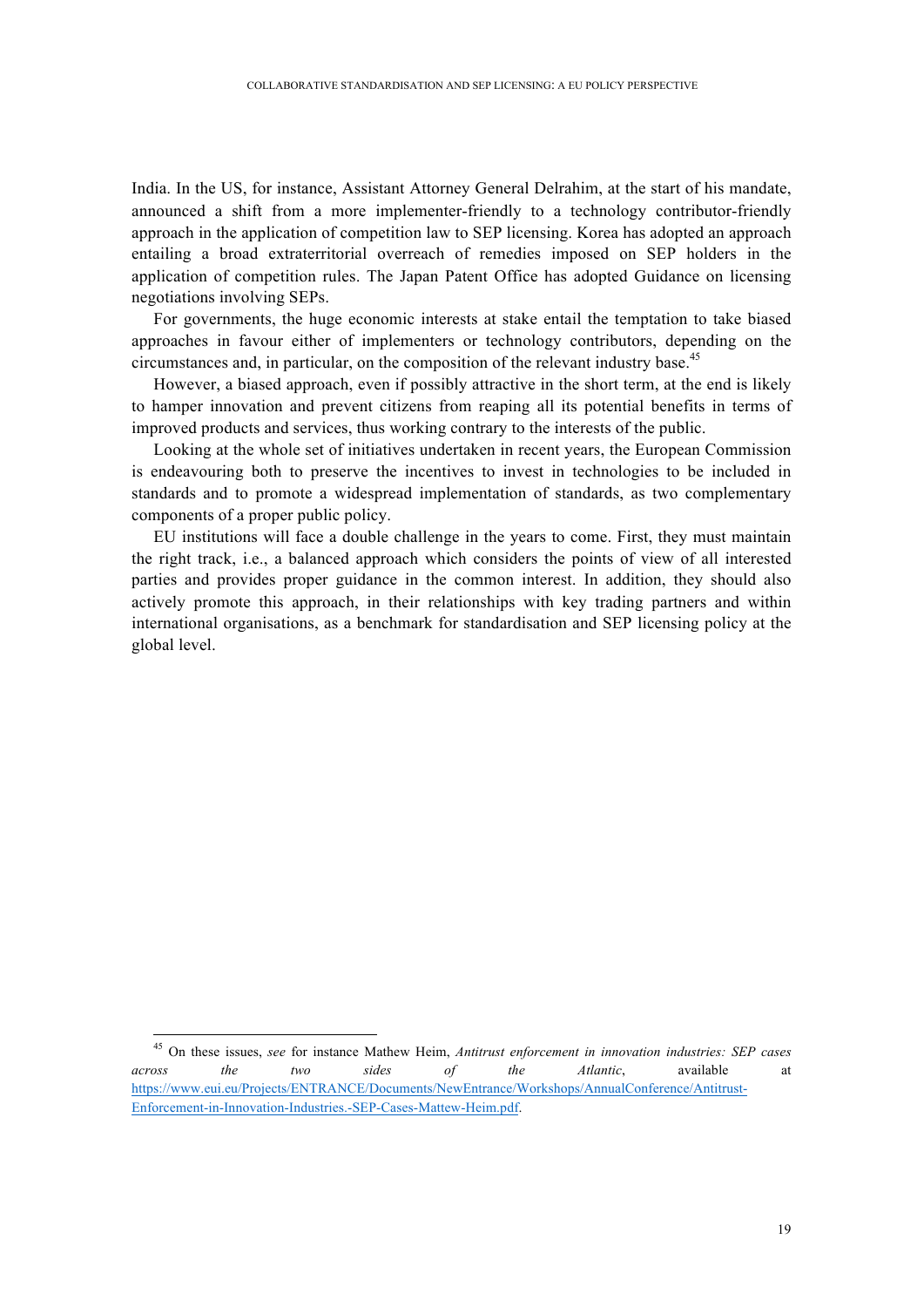India. In the US, for instance, Assistant Attorney General Delrahim, at the start of his mandate, announced a shift from a more implementer-friendly to a technology contributor-friendly approach in the application of competition law to SEP licensing. Korea has adopted an approach entailing a broad extraterritorial overreach of remedies imposed on SEP holders in the application of competition rules. The Japan Patent Office has adopted Guidance on licensing negotiations involving SEPs.

For governments, the huge economic interests at stake entail the temptation to take biased approaches in favour either of implementers or technology contributors, depending on the circumstances and, in particular, on the composition of the relevant industry base.[45]

However, a biased approach, even if possibly attractive in the short term, at the end is likely to hamper innovation and prevent citizens from reaping all its potential benefits in terms of improved products and services, thus working contrary to the interests of the public.

Looking at the whole set of initiatives undertaken in recent years, the European Commission is endeavouring both to preserve the incentives to invest in technologies to be included in standards and to promote a widespread implementation of standards, as two complementary components of a proper public policy.

EU institutions will face a double challenge in the years to come. First, they must maintain the right track, i.e., a balanced approach which considers the points of view of all interested parties and provides proper guidance in the common interest. In addition, they should also actively promote this approach, in their relationships with key trading partners and within international organisations, as a benchmark for standardisation and SEP licensing policy at the global level.

---

[45] On these issues, *see* for instance Mathew Heim, *Antitrust enforcement in innovation industries: SEP cases across the two sides of the Atlantic*, available at https://www.eui.eu/Projects/ENTRANCE/Documents/NewEntrance/Workshops/AnnualConference/Antitrust-Enforcement-in-Innovation-Industries.-SEP-Cases-Mattew-Heim.pdf.